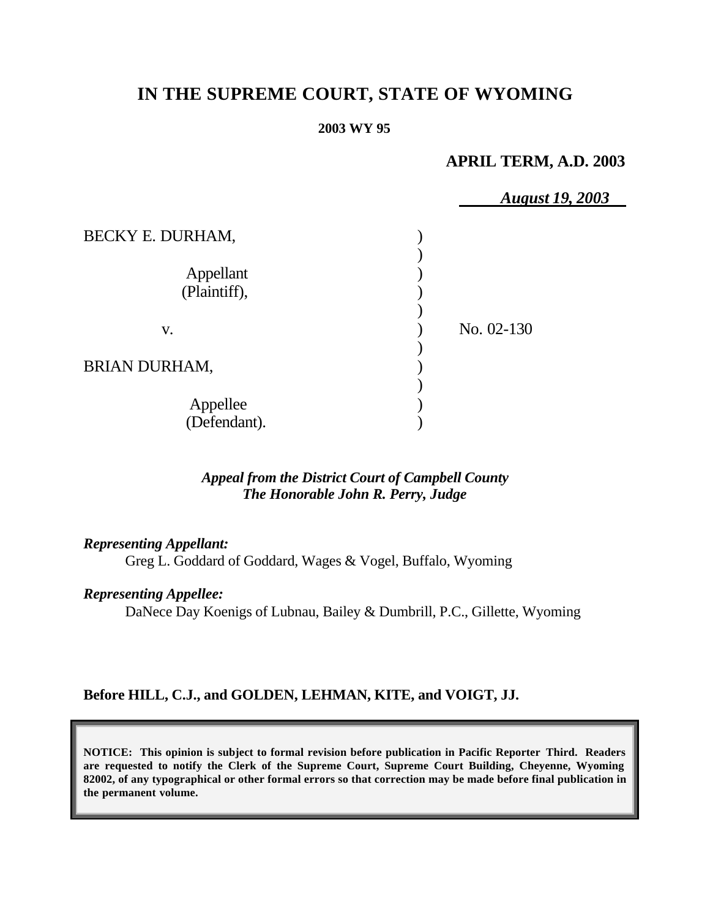# IN THE SUPREME COURT, STATE OF WYOMING

**2003 WY 95**

**APRIL TERM, A.D. 2003**

***August 19, 2003***

BECKY E. DURHAM,

Appellant (Plaintiff),

v.

BRIAN DURHAM,

Appellee (Defendant).

No. 02-130

***Appeal from the District Court of Campbell County***
***The Honorable John R. Perry, Judge***

***Representing Appellant:***
Greg L. Goddard of Goddard, Wages & Vogel, Buffalo, Wyoming

***Representing Appellee:***
DaNece Day Koenigs of Lubnau, Bailey & Dumbrill, P.C., Gillette, Wyoming

**Before HILL, C.J., and GOLDEN, LEHMAN, KITE, and VOIGT, JJ.**

**NOTICE: This opinion is subject to formal revision before publication in Pacific Reporter Third. Readers are requested to notify the Clerk of the Supreme Court, Supreme Court Building, Cheyenne, Wyoming 82002, of any typographical or other formal errors so that correction may be made before final publication in the permanent volume.**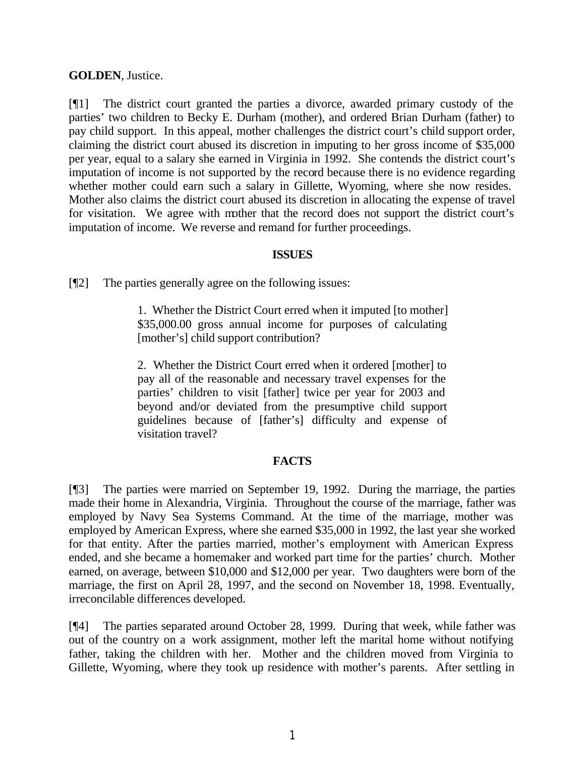**GOLDEN**, Justice.

[¶1] The district court granted the parties a divorce, awarded primary custody of the parties' two children to Becky E. Durham (mother), and ordered Brian Durham (father) to pay child support. In this appeal, mother challenges the district court's child support order, claiming the district court abused its discretion in imputing to her gross income of $35,000 per year, equal to a salary she earned in Virginia in 1992. She contends the district court's imputation of income is not supported by the record because there is no evidence regarding whether mother could earn such a salary in Gillette, Wyoming, where she now resides. Mother also claims the district court abused its discretion in allocating the expense of travel for visitation. We agree with mother that the record does not support the district court's imputation of income. We reverse and remand for further proceedings.

## ISSUES

[¶2] The parties generally agree on the following issues:

> 1. Whether the District Court erred when it imputed [to mother] $35,000.00 gross annual income for purposes of calculating [mother's] child support contribution?
>
> 2. Whether the District Court erred when it ordered [mother] to pay all of the reasonable and necessary travel expenses for the parties' children to visit [father] twice per year for 2003 and beyond and/or deviated from the presumptive child support guidelines because of [father's] difficulty and expense of visitation travel?

## FACTS

[¶3] The parties were married on September 19, 1992. During the marriage, the parties made their home in Alexandria, Virginia. Throughout the course of the marriage, father was employed by Navy Sea Systems Command. At the time of the marriage, mother was employed by American Express, where she earned $35,000 in 1992, the last year she worked for that entity. After the parties married, mother's employment with American Express ended, and she became a homemaker and worked part time for the parties' church. Mother earned, on average, between $10,000 and $12,000 per year. Two daughters were born of the marriage, the first on April 28, 1997, and the second on November 18, 1998. Eventually, irreconcilable differences developed.

[¶4] The parties separated around October 28, 1999. During that week, while father was out of the country on a work assignment, mother left the marital home without notifying father, taking the children with her. Mother and the children moved from Virginia to Gillette, Wyoming, where they took up residence with mother's parents. After settling in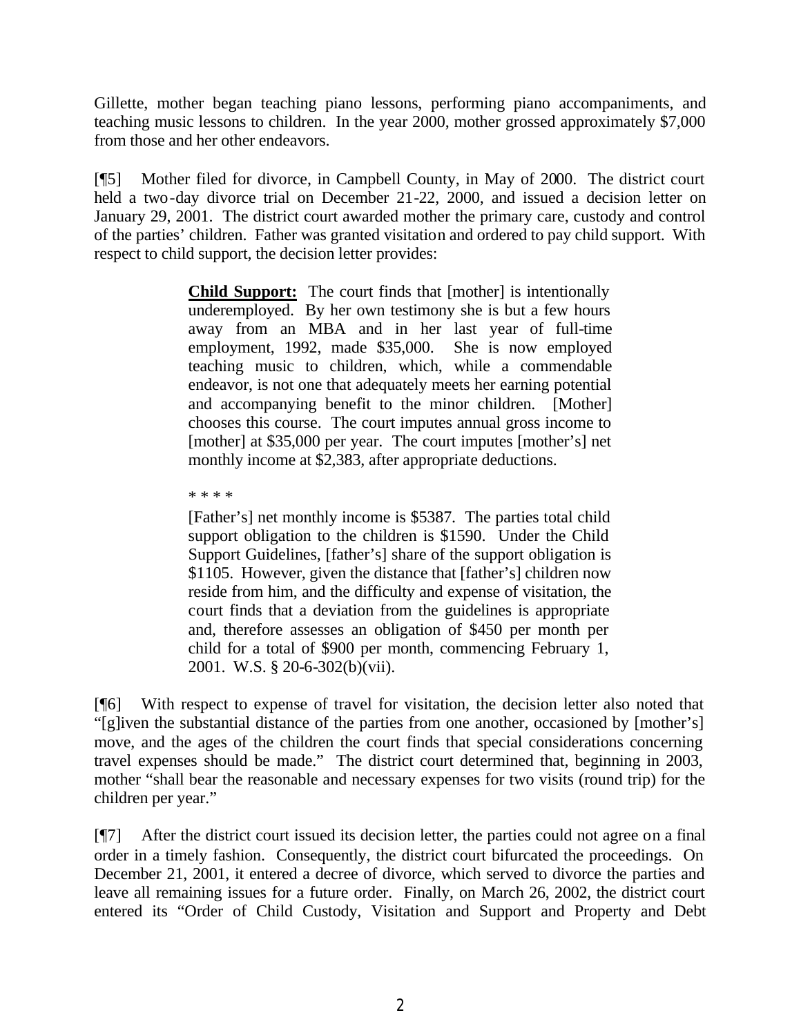Gillette, mother began teaching piano lessons, performing piano accompaniments, and teaching music lessons to children. In the year 2000, mother grossed approximately $7,000 from those and her other endeavors.

[¶5] Mother filed for divorce, in Campbell County, in May of 2000. The district court held a two-day divorce trial on December 21-22, 2000, and issued a decision letter on January 29, 2001. The district court awarded mother the primary care, custody and control of the parties' children. Father was granted visitation and ordered to pay child support. With respect to child support, the decision letter provides:

> <u>**Child Support:**</u> The court finds that [mother] is intentionally underemployed. By her own testimony she is but a few hours away from an MBA and in her last year of full-time employment, 1992, made $35,000. She is now employed teaching music to children, which, while a commendable endeavor, is not one that adequately meets her earning potential and accompanying benefit to the minor children. [Mother] chooses this course. The court imputes annual gross income to [mother] at $35,000 per year. The court imputes [mother's] net monthly income at $2,383, after appropriate deductions.
>
> \* \* \* \*
>
> [Father's] net monthly income is $5387. The parties total child support obligation to the children is $1590. Under the Child Support Guidelines, [father's] share of the support obligation is $1105. However, given the distance that [father's] children now reside from him, and the difficulty and expense of visitation, the court finds that a deviation from the guidelines is appropriate and, therefore assesses an obligation of $450 per month per child for a total of $900 per month, commencing February 1, 2001. W.S. § 20-6-302(b)(vii).

[¶6] With respect to expense of travel for visitation, the decision letter also noted that "[g]iven the substantial distance of the parties from one another, occasioned by [mother's] move, and the ages of the children the court finds that special considerations concerning travel expenses should be made." The district court determined that, beginning in 2003, mother "shall bear the reasonable and necessary expenses for two visits (round trip) for the children per year."

[¶7] After the district court issued its decision letter, the parties could not agree on a final order in a timely fashion. Consequently, the district court bifurcated the proceedings. On December 21, 2001, it entered a decree of divorce, which served to divorce the parties and leave all remaining issues for a future order. Finally, on March 26, 2002, the district court entered its "Order of Child Custody, Visitation and Support and Property and Debt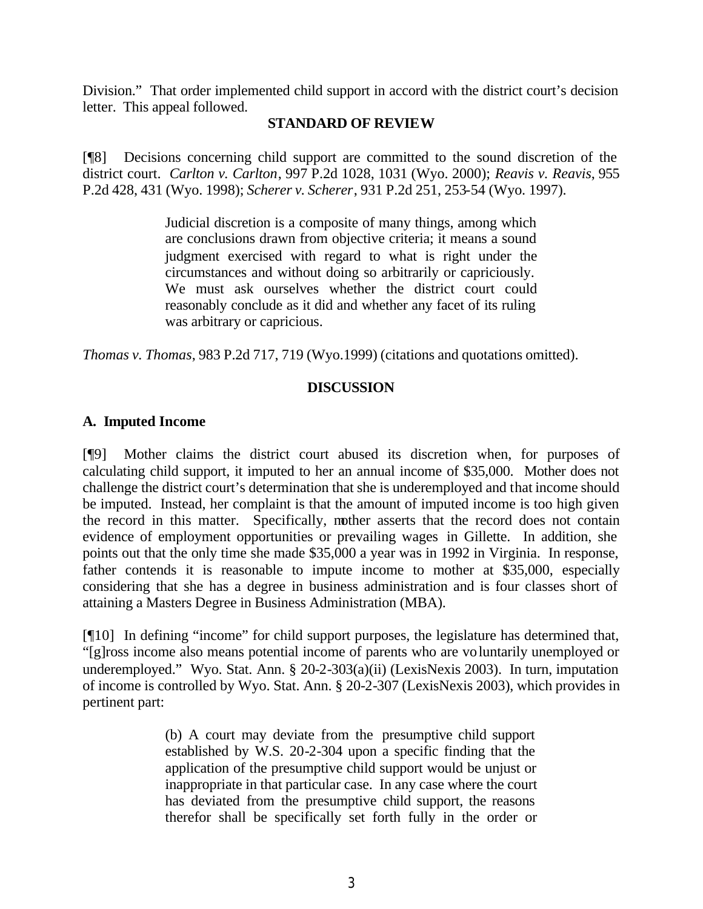Division." That order implemented child support in accord with the district court's decision letter. This appeal followed.

**STANDARD OF REVIEW**

[¶8] Decisions concerning child support are committed to the sound discretion of the district court. *Carlton v. Carlton*, 997 P.2d 1028, 1031 (Wyo. 2000); *Reavis v. Reavis*, 955 P.2d 428, 431 (Wyo. 1998); *Scherer v. Scherer*, 931 P.2d 251, 253-54 (Wyo. 1997).

> Judicial discretion is a composite of many things, among which are conclusions drawn from objective criteria; it means a sound judgment exercised with regard to what is right under the circumstances and without doing so arbitrarily or capriciously. We must ask ourselves whether the district court could reasonably conclude as it did and whether any facet of its ruling was arbitrary or capricious.

*Thomas v. Thomas*, 983 P.2d 717, 719 (Wyo.1999) (citations and quotations omitted).

**DISCUSSION**

**A. Imputed Income**

[¶9] Mother claims the district court abused its discretion when, for purposes of calculating child support, it imputed to her an annual income of $35,000. Mother does not challenge the district court's determination that she is underemployed and that income should be imputed. Instead, her complaint is that the amount of imputed income is too high given the record in this matter. Specifically, mother asserts that the record does not contain evidence of employment opportunities or prevailing wages in Gillette. In addition, she points out that the only time she made $35,000 a year was in 1992 in Virginia. In response, father contends it is reasonable to impute income to mother at $35,000, especially considering that she has a degree in business administration and is four classes short of attaining a Masters Degree in Business Administration (MBA).

[¶10] In defining "income" for child support purposes, the legislature has determined that, "[g]ross income also means potential income of parents who are voluntarily unemployed or underemployed." Wyo. Stat. Ann. § 20-2-303(a)(ii) (LexisNexis 2003). In turn, imputation of income is controlled by Wyo. Stat. Ann. § 20-2-307 (LexisNexis 2003), which provides in pertinent part:

> (b) A court may deviate from the presumptive child support established by W.S. 20-2-304 upon a specific finding that the application of the presumptive child support would be unjust or inappropriate in that particular case. In any case where the court has deviated from the presumptive child support, the reasons therefor shall be specifically set forth fully in the order or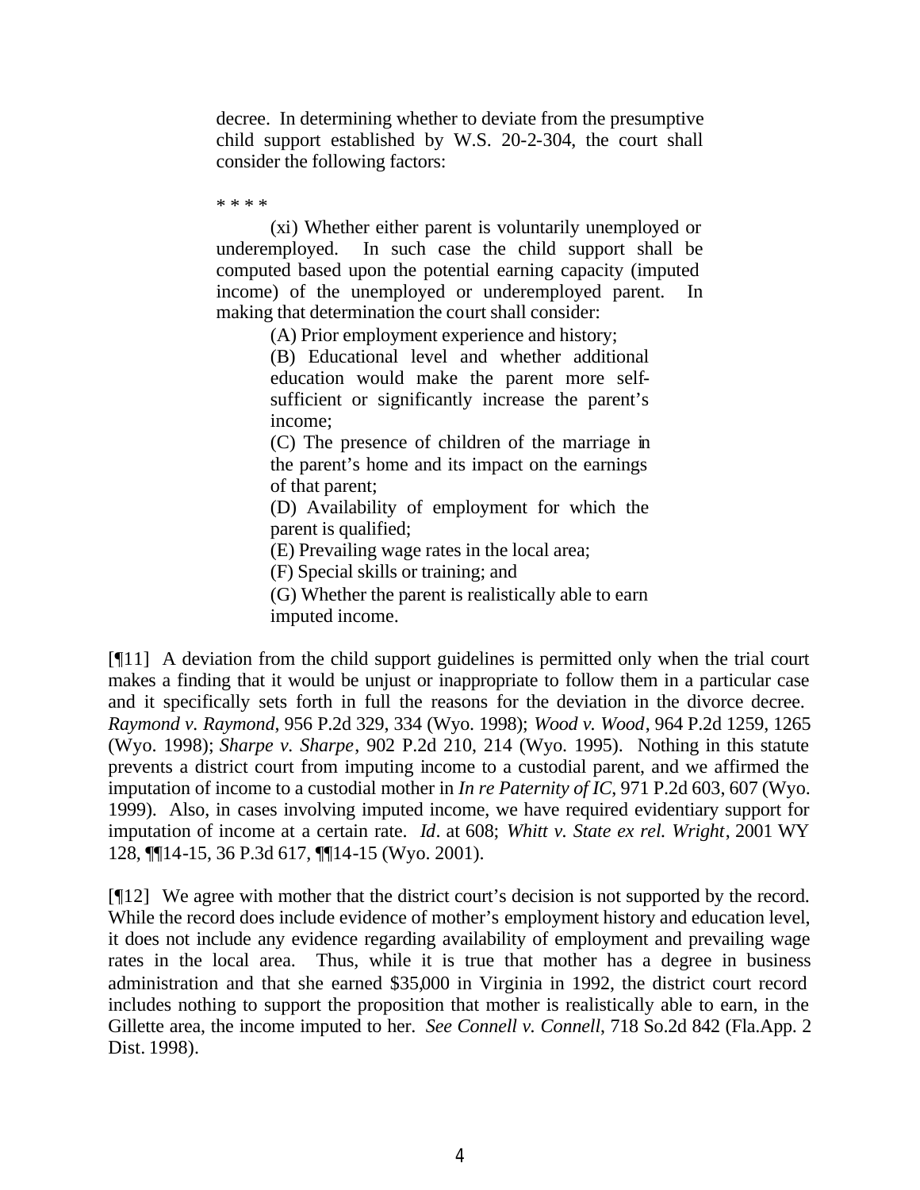> decree. In determining whether to deviate from the presumptive child support established by W.S. 20-2-304, the court shall consider the following factors:
>
> * * * *
>
> (xi) Whether either parent is voluntarily unemployed or underemployed. In such case the child support shall be computed based upon the potential earning capacity (imputed income) of the unemployed or underemployed parent. In making that determination the court shall consider:
>
> > (A) Prior employment experience and history;
> >
> > (B) Educational level and whether additional education would make the parent more self-sufficient or significantly increase the parent's income;
> >
> > (C) The presence of children of the marriage in the parent's home and its impact on the earnings of that parent;
> >
> > (D) Availability of employment for which the parent is qualified;
> >
> > (E) Prevailing wage rates in the local area;
> >
> > (F) Special skills or training; and
> >
> > (G) Whether the parent is realistically able to earn imputed income.

[¶11] A deviation from the child support guidelines is permitted only when the trial court makes a finding that it would be unjust or inappropriate to follow them in a particular case and it specifically sets forth in full the reasons for the deviation in the divorce decree. *Raymond v. Raymond*, 956 P.2d 329, 334 (Wyo. 1998); *Wood v. Wood*, 964 P.2d 1259, 1265 (Wyo. 1998); *Sharpe v. Sharpe*, 902 P.2d 210, 214 (Wyo. 1995). Nothing in this statute prevents a district court from imputing income to a custodial parent, and we affirmed the imputation of income to a custodial mother in *In re Paternity of IC*, 971 P.2d 603, 607 (Wyo. 1999). Also, in cases involving imputed income, we have required evidentiary support for imputation of income at a certain rate. *Id*. at 608; *Whitt v. State ex rel. Wright*, 2001 WY 128, ¶¶14-15, 36 P.3d 617, ¶¶14-15 (Wyo. 2001).

[¶12] We agree with mother that the district court's decision is not supported by the record. While the record does include evidence of mother's employment history and education level, it does not include any evidence regarding availability of employment and prevailing wage rates in the local area. Thus, while it is true that mother has a degree in business administration and that she earned $35,000 in Virginia in 1992, the district court record includes nothing to support the proposition that mother is realistically able to earn, in the Gillette area, the income imputed to her. *See Connell v. Connell*, 718 So.2d 842 (Fla.App. 2 Dist. 1998).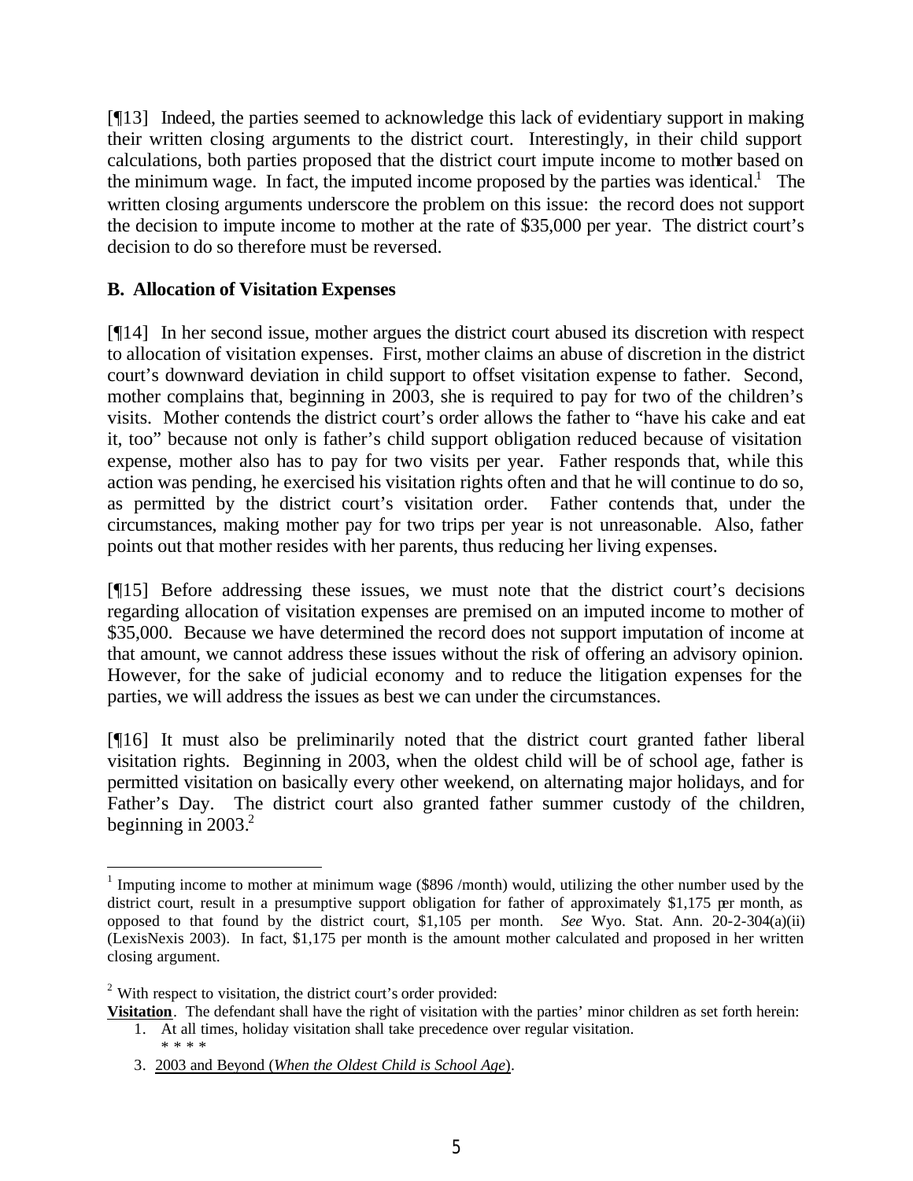[¶13] Indeed, the parties seemed to acknowledge this lack of evidentiary support in making their written closing arguments to the district court. Interestingly, in their child support calculations, both parties proposed that the district court impute income to mother based on the minimum wage. In fact, the imputed income proposed by the parties was identical.[1] The written closing arguments underscore the problem on this issue: the record does not support the decision to impute income to mother at the rate of $35,000 per year. The district court's decision to do so therefore must be reversed.

**B. Allocation of Visitation Expenses**

[¶14] In her second issue, mother argues the district court abused its discretion with respect to allocation of visitation expenses. First, mother claims an abuse of discretion in the district court's downward deviation in child support to offset visitation expense to father. Second, mother complains that, beginning in 2003, she is required to pay for two of the children's visits. Mother contends the district court's order allows the father to "have his cake and eat it, too" because not only is father's child support obligation reduced because of visitation expense, mother also has to pay for two visits per year. Father responds that, while this action was pending, he exercised his visitation rights often and that he will continue to do so, as permitted by the district court's visitation order. Father contends that, under the circumstances, making mother pay for two trips per year is not unreasonable. Also, father points out that mother resides with her parents, thus reducing her living expenses.

[¶15] Before addressing these issues, we must note that the district court's decisions regarding allocation of visitation expenses are premised on an imputed income to mother of $35,000. Because we have determined the record does not support imputation of income at that amount, we cannot address these issues without the risk of offering an advisory opinion. However, for the sake of judicial economy and to reduce the litigation expenses for the parties, we will address the issues as best we can under the circumstances.

[¶16] It must also be preliminarily noted that the district court granted father liberal visitation rights. Beginning in 2003, when the oldest child will be of school age, father is permitted visitation on basically every other weekend, on alternating major holidays, and for Father's Day. The district court also granted father summer custody of the children, beginning in 2003.[2]

---

[1] Imputing income to mother at minimum wage ($896 /month) would, utilizing the other number used by the district court, result in a presumptive support obligation for father of approximately $1,175 per month, as opposed to that found by the district court, $1,105 per month. *See* Wyo. Stat. Ann. 20-2-304(a)(ii) (LexisNexis 2003). In fact, $1,175 per month is the amount mother calculated and proposed in her written closing argument.

[2] With respect to visitation, the district court's order provided:

**Visitation**. The defendant shall have the right of visitation with the parties' minor children as set forth herein:

1. At all times, holiday visitation shall take precedence over regular visitation.

   * * * *

3. 2003 and Beyond (*When the Oldest Child is School Age*).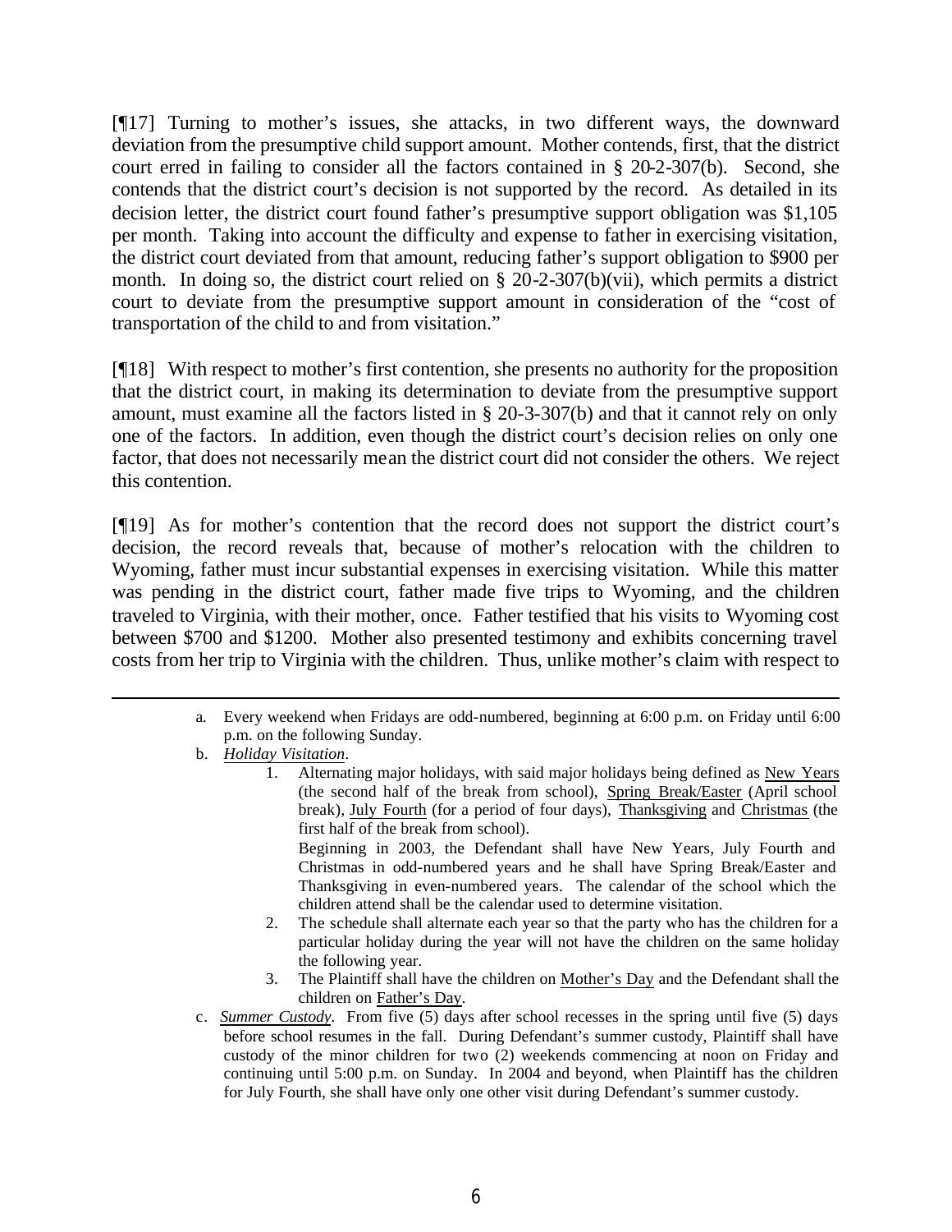[¶17] Turning to mother's issues, she attacks, in two different ways, the downward deviation from the presumptive child support amount. Mother contends, first, that the district court erred in failing to consider all the factors contained in § 20-2-307(b). Second, she contends that the district court's decision is not supported by the record. As detailed in its decision letter, the district court found father's presumptive support obligation was $1,105 per month. Taking into account the difficulty and expense to father in exercising visitation, the district court deviated from that amount, reducing father's support obligation to $900 per month. In doing so, the district court relied on § 20-2-307(b)(vii), which permits a district court to deviate from the presumptive support amount in consideration of the "cost of transportation of the child to and from visitation."

[¶18] With respect to mother's first contention, she presents no authority for the proposition that the district court, in making its determination to deviate from the presumptive support amount, must examine all the factors listed in § 20-3-307(b) and that it cannot rely on only one of the factors. In addition, even though the district court's decision relies on only one factor, that does not necessarily mean the district court did not consider the others. We reject this contention.

[¶19] As for mother's contention that the record does not support the district court's decision, the record reveals that, because of mother's relocation with the children to Wyoming, father must incur substantial expenses in exercising visitation. While this matter was pending in the district court, father made five trips to Wyoming, and the children traveled to Virginia, with their mother, once. Father testified that his visits to Wyoming cost between $700 and $1200. Mother also presented testimony and exhibits concerning travel costs from her trip to Virginia with the children. Thus, unlike mother's claim with respect to

---

a. Every weekend when Fridays are odd-numbered, beginning at 6:00 p.m. on Friday until 6:00 p.m. on the following Sunday.

b. *Holiday Visitation*.

1. Alternating major holidays, with said major holidays being defined as New Years (the second half of the break from school), Spring Break/Easter (April school break), July Fourth (for a period of four days), Thanksgiving and Christmas (the first half of the break from school).

   Beginning in 2003, the Defendant shall have New Years, July Fourth and Christmas in odd-numbered years and he shall have Spring Break/Easter and Thanksgiving in even-numbered years. The calendar of the school which the children attend shall be the calendar used to determine visitation.

2. The schedule shall alternate each year so that the party who has the children for a particular holiday during the year will not have the children on the same holiday the following year.

3. The Plaintiff shall have the children on Mother's Day and the Defendant shall the children on Father's Day.

c. *Summer Custody*. From five (5) days after school recesses in the spring until five (5) days before school resumes in the fall. During Defendant's summer custody, Plaintiff shall have custody of the minor children for two (2) weekends commencing at noon on Friday and continuing until 5:00 p.m. on Sunday. In 2004 and beyond, when Plaintiff has the children for July Fourth, she shall have only one other visit during Defendant's summer custody.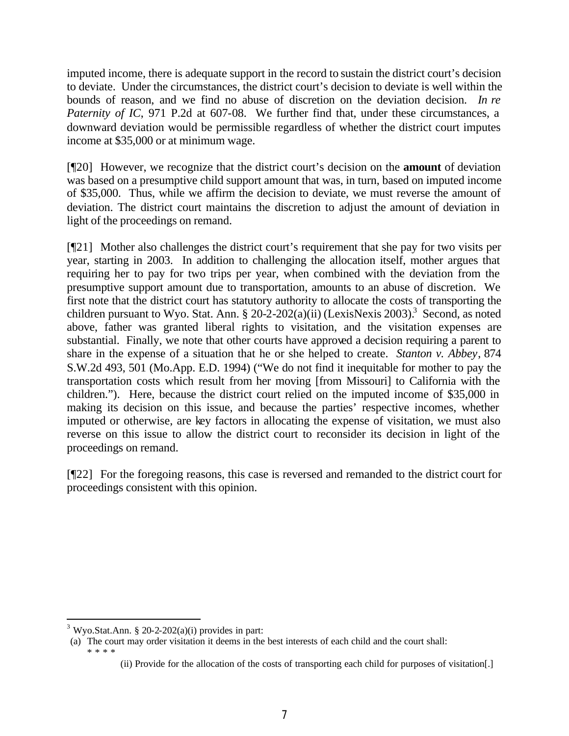imputed income, there is adequate support in the record to sustain the district court's decision to deviate. Under the circumstances, the district court's decision to deviate is well within the bounds of reason, and we find no abuse of discretion on the deviation decision. *In re Paternity of IC*, 971 P.2d at 607-08. We further find that, under these circumstances, a downward deviation would be permissible regardless of whether the district court imputes income at $35,000 or at minimum wage.

[¶20] However, we recognize that the district court's decision on the **amount** of deviation was based on a presumptive child support amount that was, in turn, based on imputed income of $35,000. Thus, while we affirm the decision to deviate, we must reverse the amount of deviation. The district court maintains the discretion to adjust the amount of deviation in light of the proceedings on remand.

[¶21] Mother also challenges the district court's requirement that she pay for two visits per year, starting in 2003. In addition to challenging the allocation itself, mother argues that requiring her to pay for two trips per year, when combined with the deviation from the presumptive support amount due to transportation, amounts to an abuse of discretion. We first note that the district court has statutory authority to allocate the costs of transporting the children pursuant to Wyo. Stat. Ann. § 20-2-202(a)(ii) (LexisNexis 2003).[3] Second, as noted above, father was granted liberal rights to visitation, and the visitation expenses are substantial. Finally, we note that other courts have approved a decision requiring a parent to share in the expense of a situation that he or she helped to create. *Stanton v. Abbey*, 874 S.W.2d 493, 501 (Mo.App. E.D. 1994) ("We do not find it inequitable for mother to pay the transportation costs which result from her moving [from Missouri] to California with the children."). Here, because the district court relied on the imputed income of $35,000 in making its decision on this issue, and because the parties' respective incomes, whether imputed or otherwise, are key factors in allocating the expense of visitation, we must also reverse on this issue to allow the district court to reconsider its decision in light of the proceedings on remand.

[¶22] For the foregoing reasons, this case is reversed and remanded to the district court for proceedings consistent with this opinion.

---

[3] Wyo.Stat.Ann. § 20-2-202(a)(i) provides in part:

(a) The court may order visitation it deems in the best interests of each child and the court shall:

\* \* \* \*

(ii) Provide for the allocation of the costs of transporting each child for purposes of visitation[.]